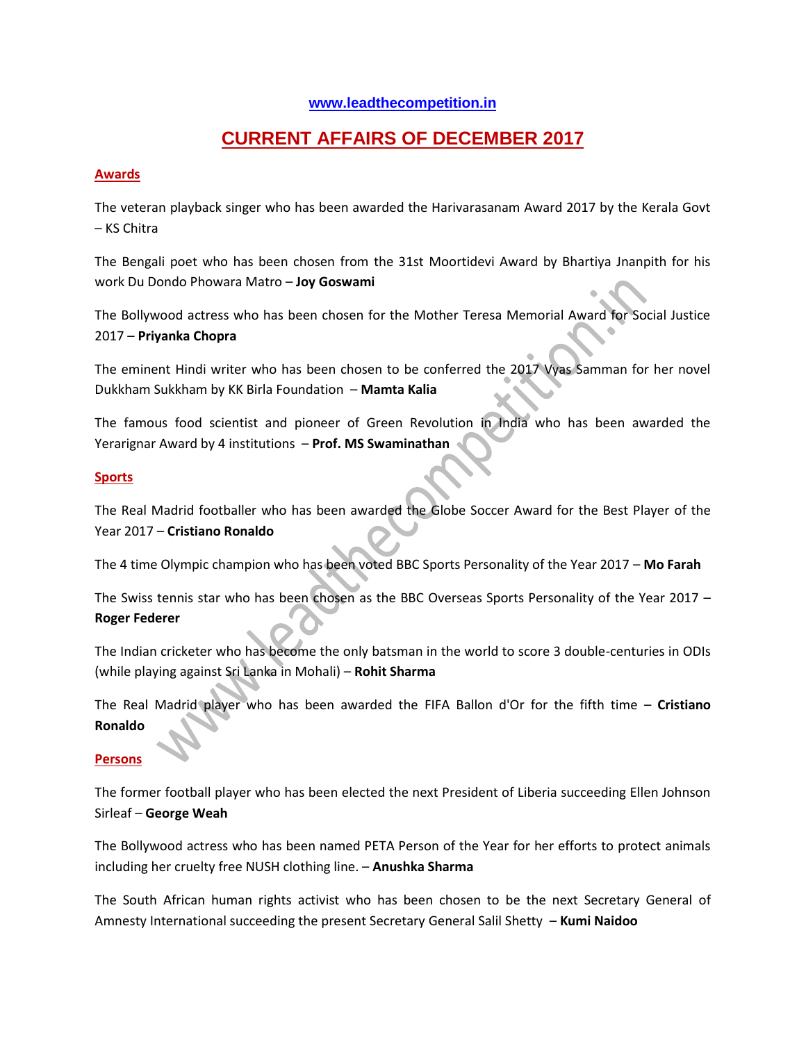www.leadthecompetition.in

# CURRENT AFFAIRS OF DECEMBER 2017

## Awards

The veteran playback singer who has been awarded the Harivarasanam Award 2017 by the Kerala Govt – KS Chitra

The Bengali poet who has been chosen from the 31st Moortidevi Award by Bhartiya Jnanpith for his work Du Dondo Phowara Matro – **Joy Goswami**

The Bollywood actress who has been chosen for the Mother Teresa Memorial Award for Social Justice 2017 – **Priyanka Chopra**

The eminent Hindi writer who has been chosen to be conferred the 2017 Vyas Samman for her novel Dukkham Sukkham by KK Birla Foundation – **Mamta Kalia**

The famous food scientist and pioneer of Green Revolution in India who has been awarded the Yerarignar Award by 4 institutions – **Prof. MS Swaminathan**

## Sports

The Real Madrid footballer who has been awarded the Globe Soccer Award for the Best Player of the Year 2017 – **Cristiano Ronaldo**

The 4 time Olympic champion who has been voted BBC Sports Personality of the Year 2017 – **Mo Farah**

The Swiss tennis star who has been chosen as the BBC Overseas Sports Personality of the Year 2017 – **Roger Federer**

The Indian cricketer who has become the only batsman in the world to score 3 double-centuries in ODIs (while playing against Sri Lanka in Mohali) – **Rohit Sharma**

The Real Madrid player who has been awarded the FIFA Ballon d'Or for the fifth time – **Cristiano Ronaldo**

## Persons

The former football player who has been elected the next President of Liberia succeeding Ellen Johnson Sirleaf – **George Weah**

The Bollywood actress who has been named PETA Person of the Year for her efforts to protect animals including her cruelty free NUSH clothing line. – **Anushka Sharma**

The South African human rights activist who has been chosen to be the next Secretary General of Amnesty International succeeding the present Secretary General Salil Shetty – **Kumi Naidoo**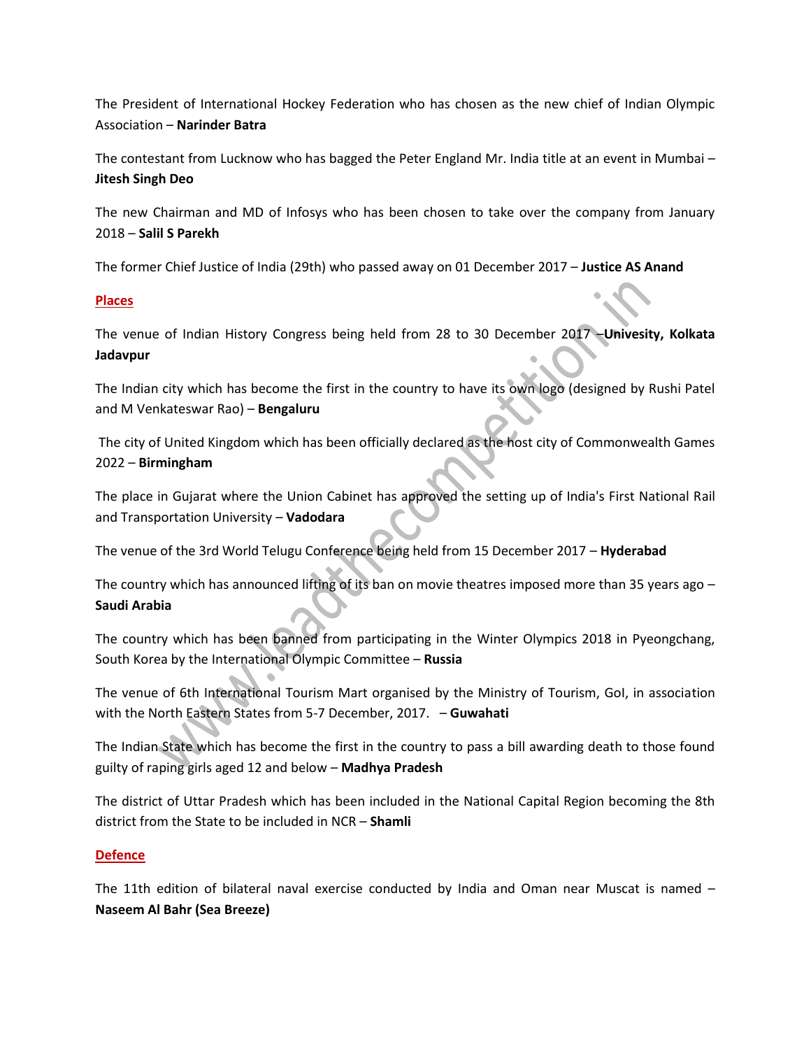The President of International Hockey Federation who has chosen as the new chief of Indian Olympic Association – **Narinder Batra**

The contestant from Lucknow who has bagged the Peter England Mr. India title at an event in Mumbai – **Jitesh Singh Deo**

The new Chairman and MD of Infosys who has been chosen to take over the company from January 2018 – **Salil S Parekh**

The former Chief Justice of India (29th) who passed away on 01 December 2017 – **Justice AS Anand**

## Places

The venue of Indian History Congress being held from 28 to 30 December 2017 –**Univesity, Kolkata Jadavpur**

The Indian city which has become the first in the country to have its own logo (designed by Rushi Patel and M Venkateswar Rao) – **Bengaluru**

The city of United Kingdom which has been officially declared as the host city of Commonwealth Games 2022 – **Birmingham**

The place in Gujarat where the Union Cabinet has approved the setting up of India's First National Rail and Transportation University – **Vadodara**

The venue of the 3rd World Telugu Conference being held from 15 December 2017 – **Hyderabad**

The country which has announced lifting of its ban on movie theatres imposed more than 35 years ago – **Saudi Arabia**

The country which has been banned from participating in the Winter Olympics 2018 in Pyeongchang, South Korea by the International Olympic Committee – **Russia**

The venue of 6th International Tourism Mart organised by the Ministry of Tourism, GoI, in association with the North Eastern States from 5-7 December, 2017. – **Guwahati**

The Indian State which has become the first in the country to pass a bill awarding death to those found guilty of raping girls aged 12 and below – **Madhya Pradesh**

The district of Uttar Pradesh which has been included in the National Capital Region becoming the 8th district from the State to be included in NCR – **Shamli**

## Defence

The 11th edition of bilateral naval exercise conducted by India and Oman near Muscat is named – **Naseem Al Bahr (Sea Breeze)**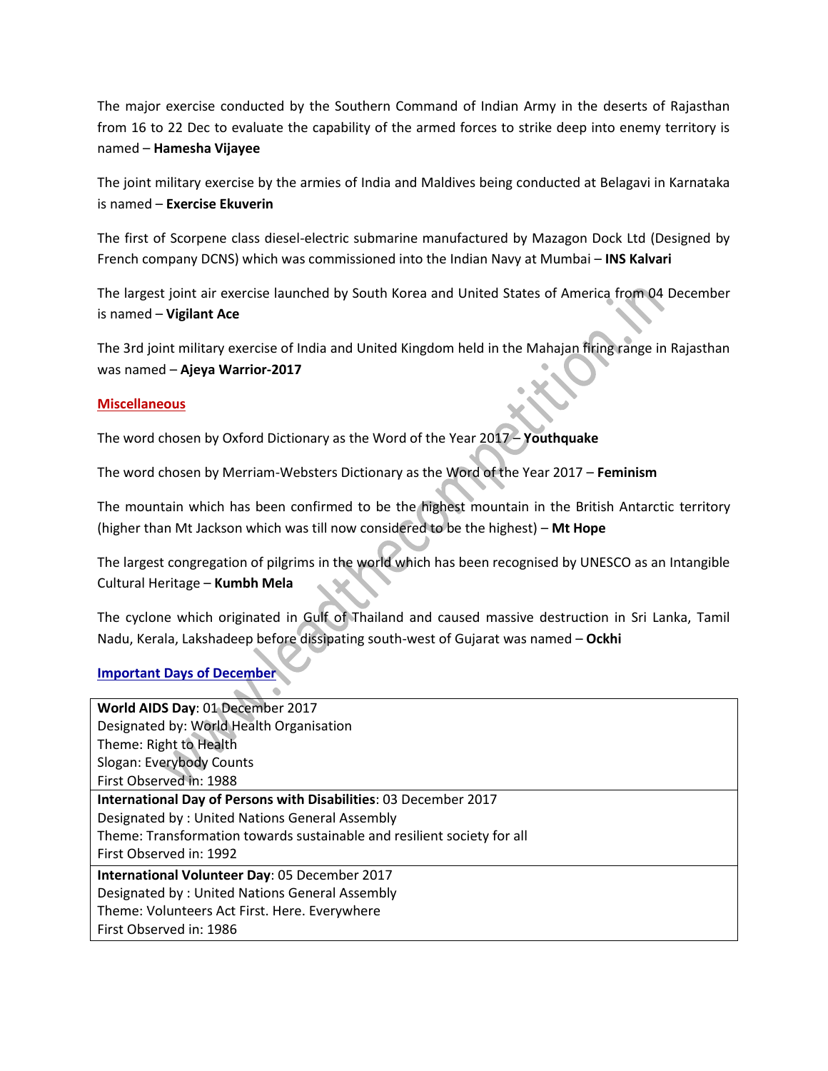The major exercise conducted by the Southern Command of Indian Army in the deserts of Rajasthan from 16 to 22 Dec to evaluate the capability of the armed forces to strike deep into enemy territory is named – **Hamesha Vijayee**

The joint military exercise by the armies of India and Maldives being conducted at Belagavi in Karnataka is named – **Exercise Ekuverin**

The first of Scorpene class diesel-electric submarine manufactured by Mazagon Dock Ltd (Designed by French company DCNS) which was commissioned into the Indian Navy at Mumbai – **INS Kalvari**

The largest joint air exercise launched by South Korea and United States of America from 04 December is named – **Vigilant Ace**

The 3rd joint military exercise of India and United Kingdom held in the Mahajan firing range in Rajasthan was named – **Ajeya Warrior-2017**

## Miscellaneous

The word chosen by Oxford Dictionary as the Word of the Year 2017 – **Youthquake**

The word chosen by Merriam-Websters Dictionary as the Word of the Year 2017 – **Feminism**

The mountain which has been confirmed to be the highest mountain in the British Antarctic territory (higher than Mt Jackson which was till now considered to be the highest) – **Mt Hope**

The largest congregation of pilgrims in the world which has been recognised by UNESCO as an Intangible Cultural Heritage – **Kumbh Mela**

The cyclone which originated in Gulf of Thailand and caused massive destruction in Sri Lanka, Tamil Nadu, Kerala, Lakshadeep before dissipating south-west of Gujarat was named – **Ockhi**

## Important Days of December

| |
|---|
| **World AIDS Day**: 01 December 2017<br>Designated by: World Health Organisation<br>Theme: Right to Health<br>Slogan: Everybody Counts<br>First Observed in: 1988 |
| **International Day of Persons with Disabilities**: 03 December 2017<br>Designated by : United Nations General Assembly<br>Theme: Transformation towards sustainable and resilient society for all<br>First Observed in: 1992 |
| **International Volunteer Day**: 05 December 2017<br>Designated by : United Nations General Assembly<br>Theme: Volunteers Act First. Here. Everywhere<br>First Observed in: 1986 |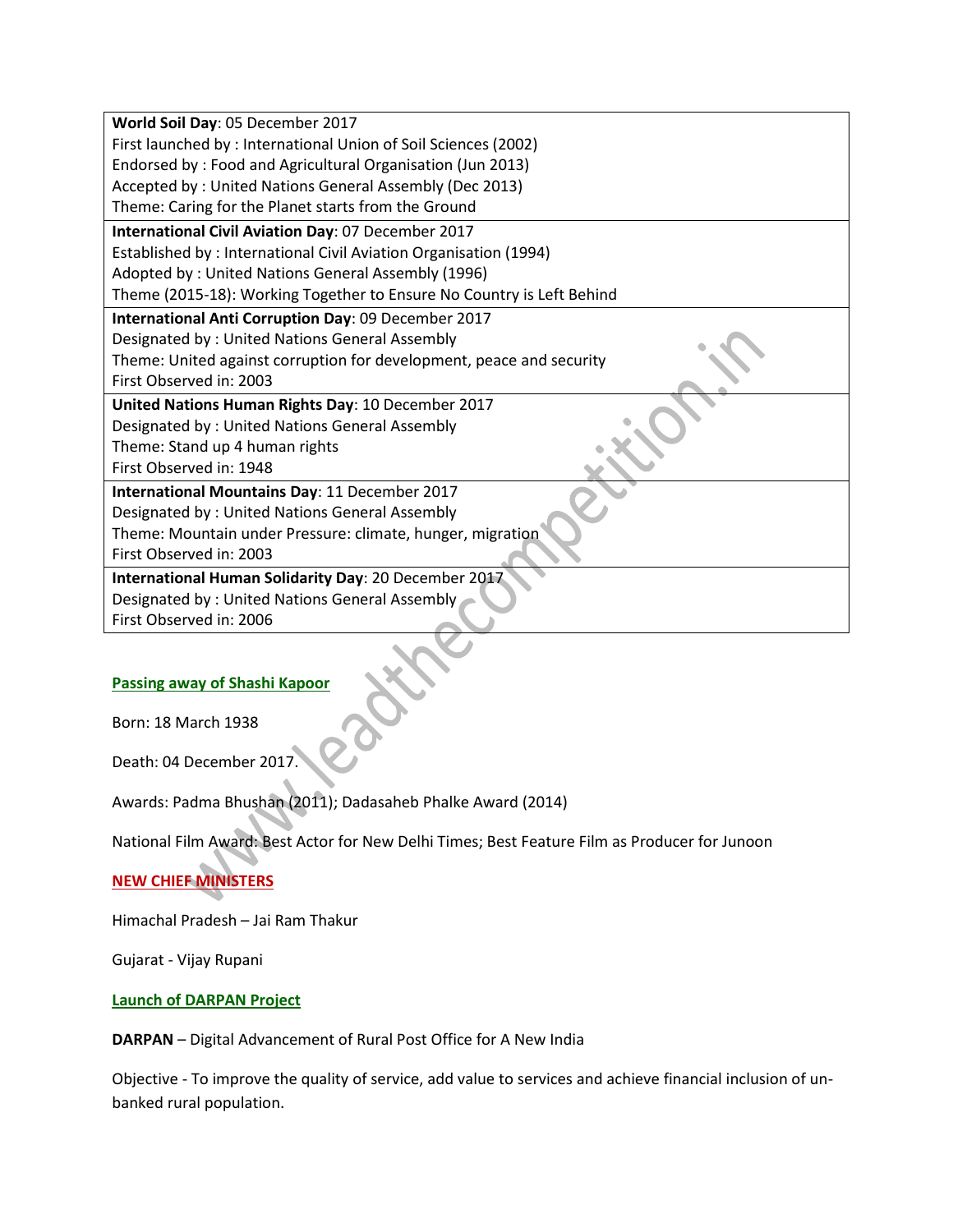| |
|---|
| **World Soil Day**: 05 December 2017<br>First launched by : International Union of Soil Sciences (2002)<br>Endorsed by : Food and Agricultural Organisation (Jun 2013)<br>Accepted by : United Nations General Assembly (Dec 2013)<br>Theme: Caring for the Planet starts from the Ground |
| **International Civil Aviation Day**: 07 December 2017<br>Established by : International Civil Aviation Organisation (1994)<br>Adopted by : United Nations General Assembly (1996)<br>Theme (2015-18): Working Together to Ensure No Country is Left Behind |
| **International Anti Corruption Day**: 09 December 2017<br>Designated by : United Nations General Assembly<br>Theme: United against corruption for development, peace and security<br>First Observed in: 2003 |
| **United Nations Human Rights Day**: 10 December 2017<br>Designated by : United Nations General Assembly<br>Theme: Stand up 4 human rights<br>First Observed in: 1948 |
| **International Mountains Day**: 11 December 2017<br>Designated by : United Nations General Assembly<br>Theme: Mountain under Pressure: climate, hunger, migration<br>First Observed in: 2003 |
| **International Human Solidarity Day**: 20 December 2017<br>Designated by : United Nations General Assembly<br>First Observed in: 2006 |

## Passing away of Shashi Kapoor

Born: 18 March 1938

Death: 04 December 2017.

Awards: Padma Bhushan (2011); Dadasaheb Phalke Award (2014)

National Film Award: Best Actor for New Delhi Times; Best Feature Film as Producer for Junoon

## NEW CHIEF MINISTERS

Himachal Pradesh – Jai Ram Thakur

Gujarat - Vijay Rupani

## Launch of DARPAN Project

**DARPAN** – Digital Advancement of Rural Post Office for A New India

Objective - To improve the quality of service, add value to services and achieve financial inclusion of un-banked rural population.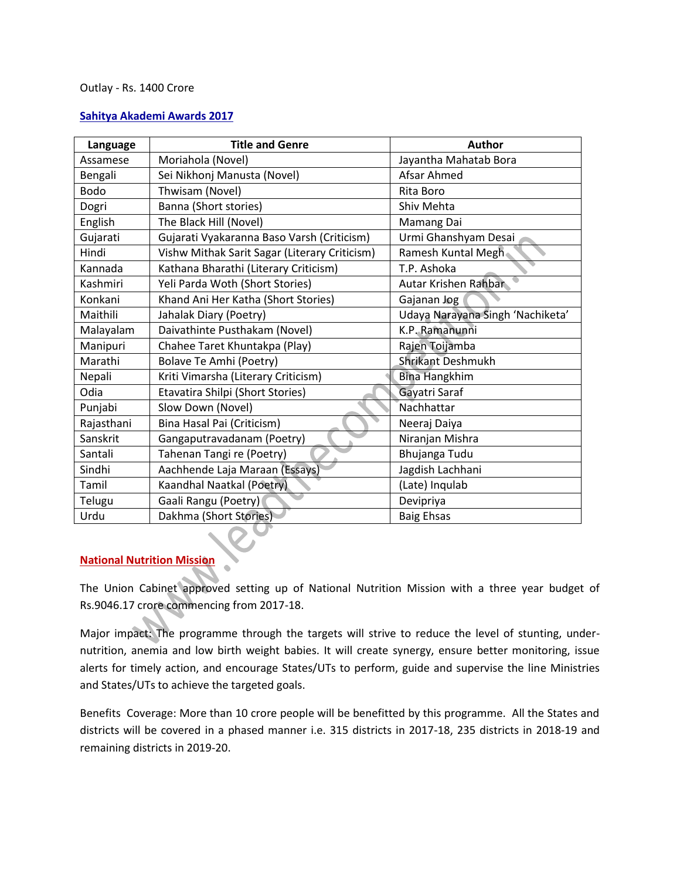Outlay - Rs. 1400 Crore

## Sahitya Akademi Awards 2017

| Language | Title and Genre | Author |
|---|---|---|
| Assamese | Moriahola (Novel) | Jayantha Mahatab Bora |
| Bengali | Sei Nikhonj Manusta (Novel) | Afsar Ahmed |
| Bodo | Thwisam (Novel) | Rita Boro |
| Dogri | Banna (Short stories) | Shiv Mehta |
| English | The Black Hill (Novel) | Mamang Dai |
| Gujarati | Gujarati Vyakaranna Baso Varsh (Criticism) | Urmi Ghanshyam Desai |
| Hindi | Vishw Mithak Sarit Sagar (Literary Criticism) | Ramesh Kuntal Megh |
| Kannada | Kathana Bharathi (Literary Criticism) | T.P. Ashoka |
| Kashmiri | Yeli Parda Woth (Short Stories) | Autar Krishen Rahbar |
| Konkani | Khand Ani Her Katha (Short Stories) | Gajanan Jog |
| Maithili | Jahalak Diary (Poetry) | Udaya Narayana Singh 'Nachiketa' |
| Malayalam | Daivathinte Pusthakam (Novel) | K.P. Ramanunni |
| Manipuri | Chahee Taret Khuntakpa (Play) | Rajen Toijamba |
| Marathi | Bolave Te Amhi (Poetry) | Shrikant Deshmukh |
| Nepali | Kriti Vimarsha (Literary Criticism) | Bina Hangkhim |
| Odia | Etavatira Shilpi (Short Stories) | Gayatri Saraf |
| Punjabi | Slow Down (Novel) | Nachhattar |
| Rajasthani | Bina Hasal Pai (Criticism) | Neeraj Daiya |
| Sanskrit | Gangaputravadanam (Poetry) | Niranjan Mishra |
| Santali | Tahenan Tangi re (Poetry) | Bhujanga Tudu |
| Sindhi | Aachhende Laja Maraan (Essays) | Jagdish Lachhani |
| Tamil | Kaandhal Naatkal (Poetry) | (Late) Inqulab |
| Telugu | Gaali Rangu (Poetry) | Devipriya |
| Urdu | Dakhma (Short Stories) | Baig Ehsas |

## National Nutrition Mission

The Union Cabinet approved setting up of National Nutrition Mission with a three year budget of Rs.9046.17 crore commencing from 2017-18.

Major impact: The programme through the targets will strive to reduce the level of stunting, under-nutrition, anemia and low birth weight babies. It will create synergy, ensure better monitoring, issue alerts for timely action, and encourage States/UTs to perform, guide and supervise the line Ministries and States/UTs to achieve the targeted goals.

Benefits Coverage: More than 10 crore people will be benefitted by this programme. All the States and districts will be covered in a phased manner i.e. 315 districts in 2017-18, 235 districts in 2018-19 and remaining districts in 2019-20.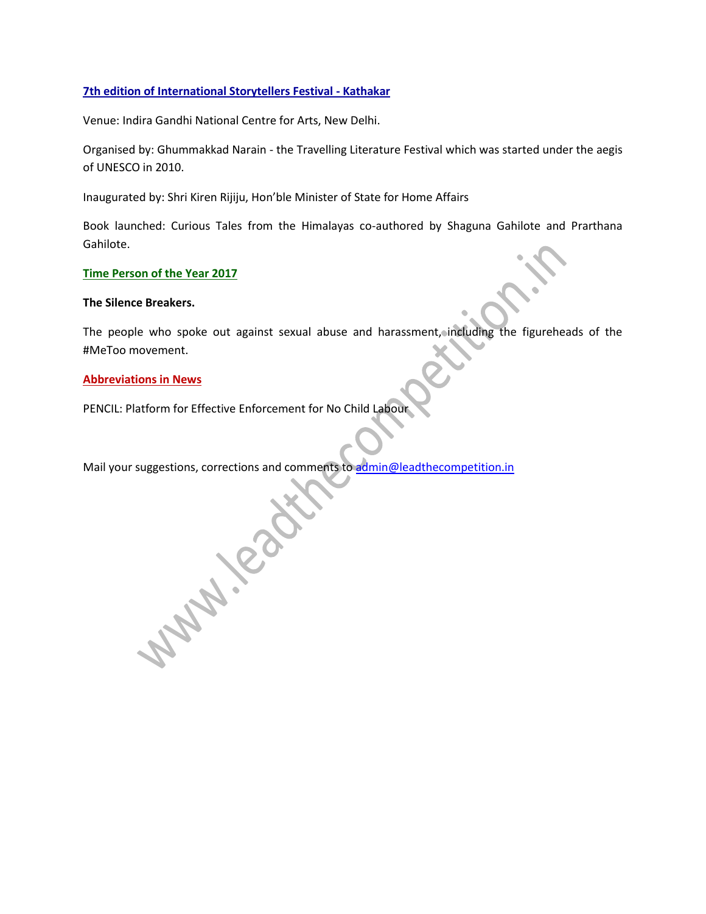## 7th edition of International Storytellers Festival - Kathakar

Venue: Indira Gandhi National Centre for Arts, New Delhi.

Organised by: Ghummakkad Narain - the Travelling Literature Festival which was started under the aegis of UNESCO in 2010.

Inaugurated by: Shri Kiren Rijiju, Hon'ble Minister of State for Home Affairs

Book launched: Curious Tales from the Himalayas co-authored by Shaguna Gahilote and Prarthana Gahilote.

## Time Person of the Year 2017

**The Silence Breakers.**

The people who spoke out against sexual abuse and harassment, including the figureheads of the #MeToo movement.

## Abbreviations in News

PENCIL: Platform for Effective Enforcement for No Child Labour

Mail your suggestions, corrections and comments to admin@leadthecompetition.in